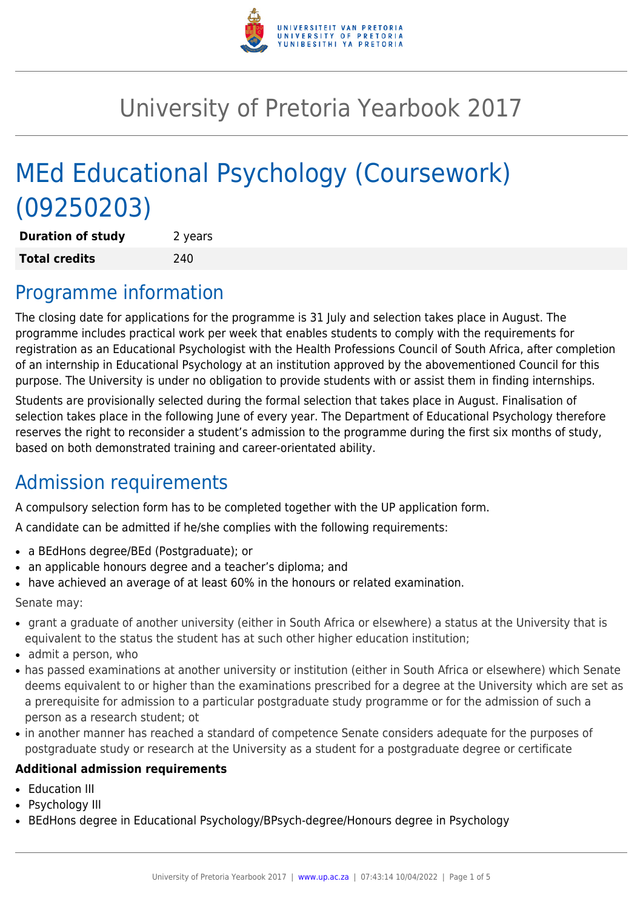# University of Pretoria Yearbook 2017

# MEd Educational Psychology (Coursework) (09250203)

| **Duration of study** | 2 years |
| --- | --- |
| **Total credits** | 240 |

## Programme information

The closing date for applications for the programme is 31 July and selection takes place in August. The programme includes practical work per week that enables students to comply with the requirements for registration as an Educational Psychologist with the Health Professions Council of South Africa, after completion of an internship in Educational Psychology at an institution approved by the abovementioned Council for this purpose. The University is under no obligation to provide students with or assist them in finding internships.

Students are provisionally selected during the formal selection that takes place in August. Finalisation of selection takes place in the following June of every year. The Department of Educational Psychology therefore reserves the right to reconsider a student's admission to the programme during the first six months of study, based on both demonstrated training and career-orientated ability.

## Admission requirements

A compulsory selection form has to be completed together with the UP application form.

A candidate can be admitted if he/she complies with the following requirements:

- a BEdHons degree/BEd (Postgraduate); or
- an applicable honours degree and a teacher's diploma; and
- have achieved an average of at least 60% in the honours or related examination.

Senate may:

- grant a graduate of another university (either in South Africa or elsewhere) a status at the University that is equivalent to the status the student has at such other higher education institution;
- admit a person, who
- has passed examinations at another university or institution (either in South Africa or elsewhere) which Senate deems equivalent to or higher than the examinations prescribed for a degree at the University which are set as a prerequisite for admission to a particular postgraduate study programme or for the admission of such a person as a research student; ot
- in another manner has reached a standard of competence Senate considers adequate for the purposes of postgraduate study or research at the University as a student for a postgraduate degree or certificate

**Additional admission requirements**

- Education III
- Psychology III
- BEdHons degree in Educational Psychology/BPsych-degree/Honours degree in Psychology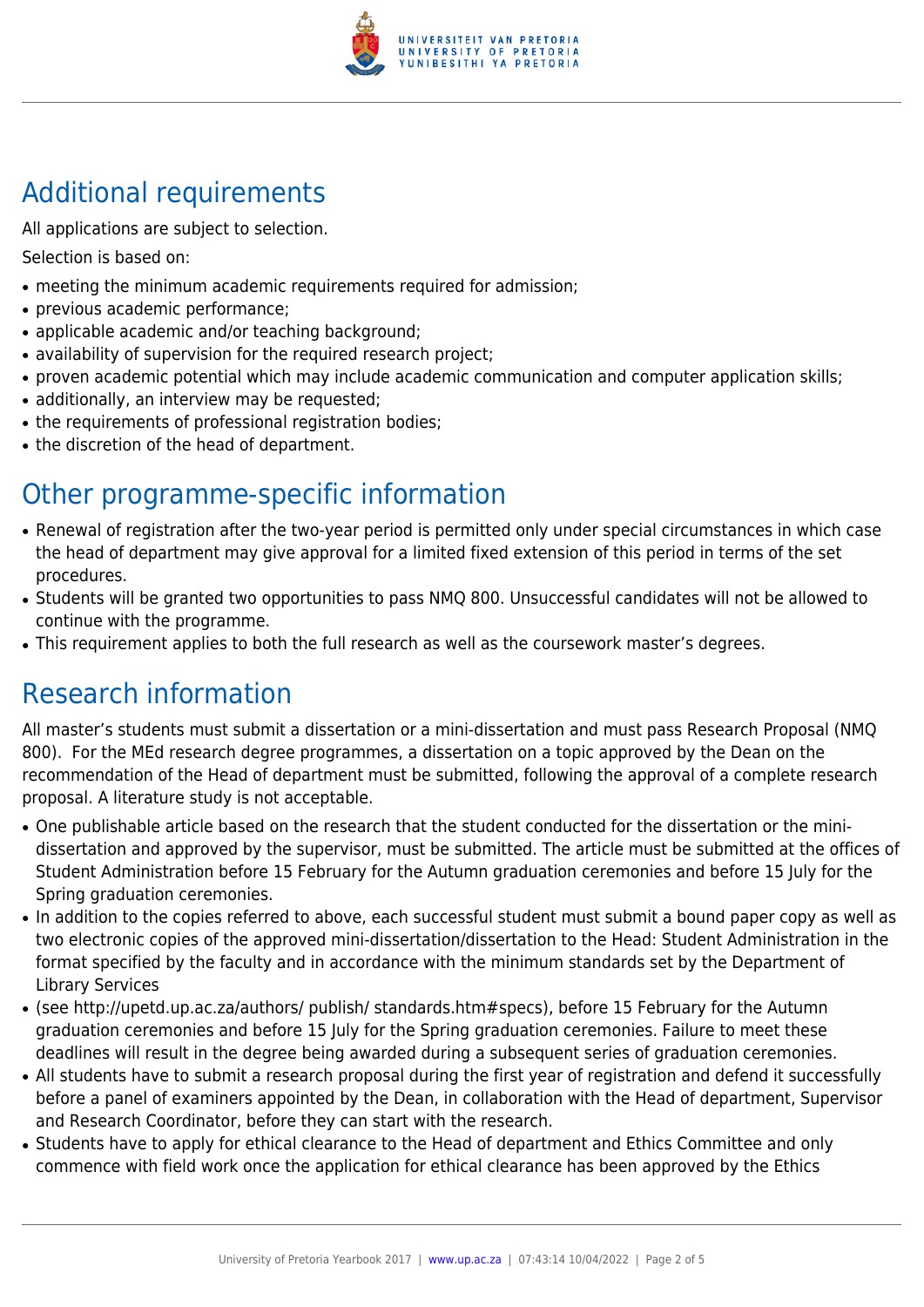## Additional requirements

All applications are subject to selection.

Selection is based on:

- meeting the minimum academic requirements required for admission;
- previous academic performance;
- applicable academic and/or teaching background;
- availability of supervision for the required research project;
- proven academic potential which may include academic communication and computer application skills;
- additionally, an interview may be requested;
- the requirements of professional registration bodies;
- the discretion of the head of department.

## Other programme-specific information

- Renewal of registration after the two-year period is permitted only under special circumstances in which case the head of department may give approval for a limited fixed extension of this period in terms of the set procedures.
- Students will be granted two opportunities to pass NMQ 800. Unsuccessful candidates will not be allowed to continue with the programme.
- This requirement applies to both the full research as well as the coursework master's degrees.

## Research information

All master's students must submit a dissertation or a mini-dissertation and must pass Research Proposal (NMQ 800). For the MEd research degree programmes, a dissertation on a topic approved by the Dean on the recommendation of the Head of department must be submitted, following the approval of a complete research proposal. A literature study is not acceptable.

- One publishable article based on the research that the student conducted for the dissertation or the mini-dissertation and approved by the supervisor, must be submitted. The article must be submitted at the offices of Student Administration before 15 February for the Autumn graduation ceremonies and before 15 July for the Spring graduation ceremonies.
- In addition to the copies referred to above, each successful student must submit a bound paper copy as well as two electronic copies of the approved mini-dissertation/dissertation to the Head: Student Administration in the format specified by the faculty and in accordance with the minimum standards set by the Department of Library Services
- (see http://upetd.up.ac.za/authors/ publish/ standards.htm#specs), before 15 February for the Autumn graduation ceremonies and before 15 July for the Spring graduation ceremonies. Failure to meet these deadlines will result in the degree being awarded during a subsequent series of graduation ceremonies.
- All students have to submit a research proposal during the first year of registration and defend it successfully before a panel of examiners appointed by the Dean, in collaboration with the Head of department, Supervisor and Research Coordinator, before they can start with the research.
- Students have to apply for ethical clearance to the Head of department and Ethics Committee and only commence with field work once the application for ethical clearance has been approved by the Ethics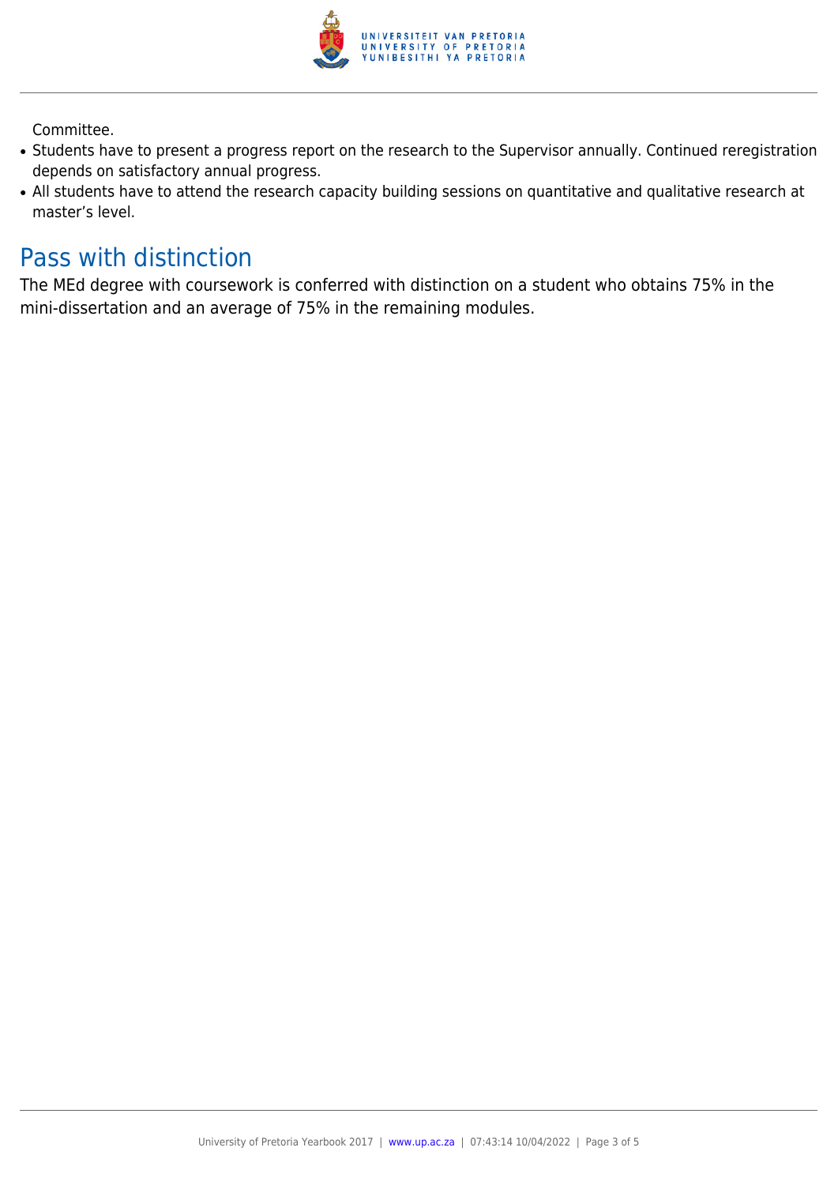Committee.

- Students have to present a progress report on the research to the Supervisor annually. Continued reregistration depends on satisfactory annual progress.
- All students have to attend the research capacity building sessions on quantitative and qualitative research at master's level.

## Pass with distinction

The MEd degree with coursework is conferred with distinction on a student who obtains 75% in the mini-dissertation and an average of 75% in the remaining modules.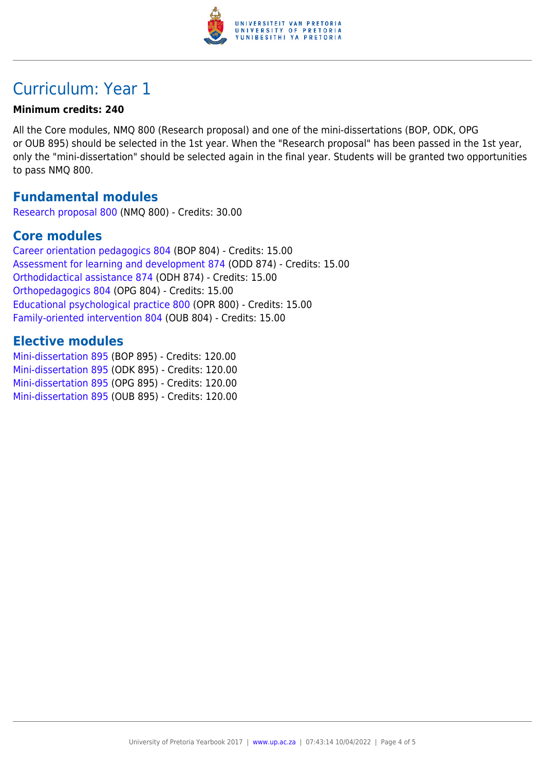# Curriculum: Year 1

**Minimum credits: 240**

All the Core modules, NMQ 800 (Research proposal) and one of the mini-dissertations (BOP, ODK, OPG or OUB 895) should be selected in the 1st year. When the "Research proposal" has been passed in the 1st year, only the "mini-dissertation" should be selected again in the final year. Students will be granted two opportunities to pass NMQ 800.

## Fundamental modules

Research proposal 800 (NMQ 800) - Credits: 30.00

## Core modules

Career orientation pedagogics 804 (BOP 804) - Credits: 15.00
Assessment for learning and development 874 (ODD 874) - Credits: 15.00
Orthodidactical assistance 874 (ODH 874) - Credits: 15.00
Orthopedagogics 804 (OPG 804) - Credits: 15.00
Educational psychological practice 800 (OPR 800) - Credits: 15.00
Family-oriented intervention 804 (OUB 804) - Credits: 15.00

## Elective modules

Mini-dissertation 895 (BOP 895) - Credits: 120.00
Mini-dissertation 895 (ODK 895) - Credits: 120.00
Mini-dissertation 895 (OPG 895) - Credits: 120.00
Mini-dissertation 895 (OUB 895) - Credits: 120.00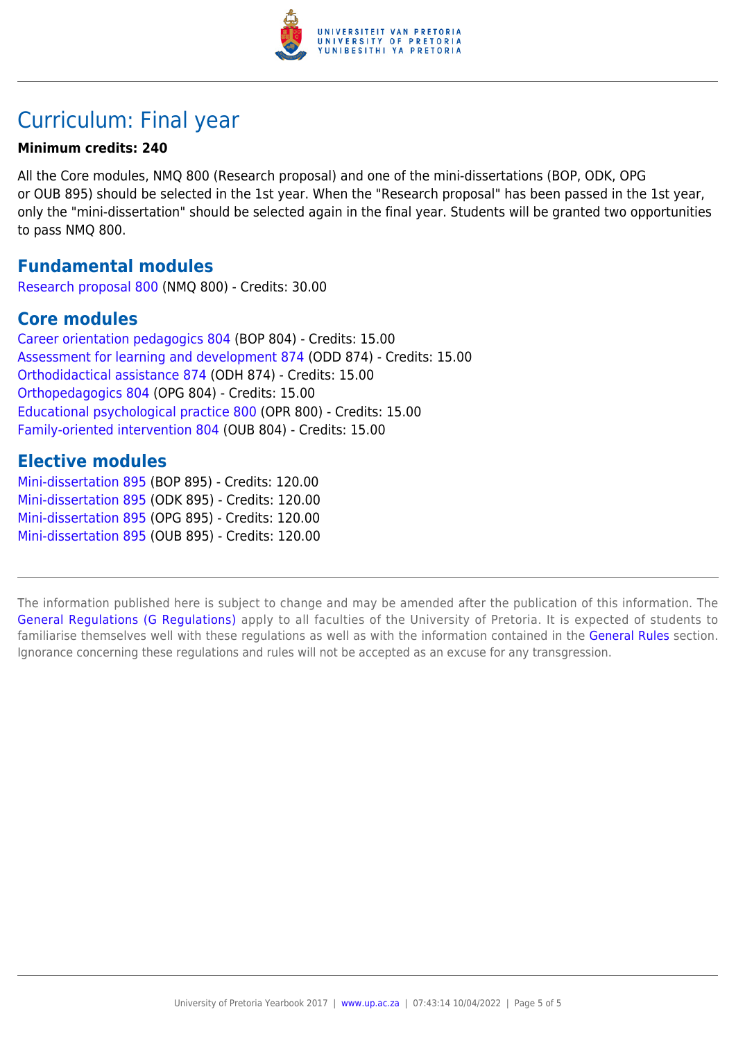# Curriculum: Final year

**Minimum credits: 240**

All the Core modules, NMQ 800 (Research proposal) and one of the mini-dissertations (BOP, ODK, OPG or OUB 895) should be selected in the 1st year. When the "Research proposal" has been passed in the 1st year, only the "mini-dissertation" should be selected again in the final year. Students will be granted two opportunities to pass NMQ 800.

## Fundamental modules

Research proposal 800 (NMQ 800) - Credits: 30.00

## Core modules

Career orientation pedagogics 804 (BOP 804) - Credits: 15.00
Assessment for learning and development 874 (ODD 874) - Credits: 15.00
Orthodidactical assistance 874 (ODH 874) - Credits: 15.00
Orthopedagogics 804 (OPG 804) - Credits: 15.00
Educational psychological practice 800 (OPR 800) - Credits: 15.00
Family-oriented intervention 804 (OUB 804) - Credits: 15.00

## Elective modules

Mini-dissertation 895 (BOP 895) - Credits: 120.00
Mini-dissertation 895 (ODK 895) - Credits: 120.00
Mini-dissertation 895 (OPG 895) - Credits: 120.00
Mini-dissertation 895 (OUB 895) - Credits: 120.00

The information published here is subject to change and may be amended after the publication of this information. The General Regulations (G Regulations) apply to all faculties of the University of Pretoria. It is expected of students to familiarise themselves well with these regulations as well as with the information contained in the General Rules section. Ignorance concerning these regulations and rules will not be accepted as an excuse for any transgression.